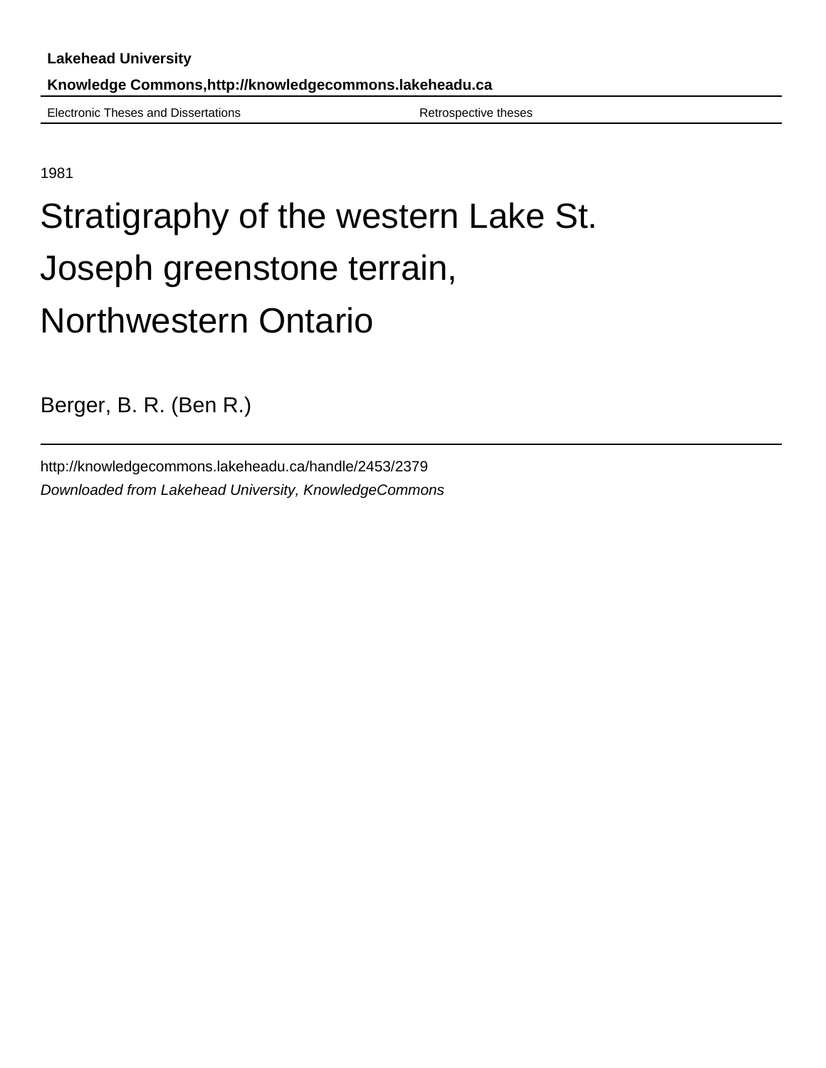**Lakehead University**

**Knowledge Commons,http://knowledgecommons.lakeheadu.ca**

Electronic Theses and Dissertations | Retrospective theses

1981

# Stratigraphy of the western Lake St. Joseph greenstone terrain, Northwestern Ontario

Berger, B. R. (Ben R.)

http://knowledgecommons.lakeheadu.ca/handle/2453/2379

*Downloaded from Lakehead University, KnowledgeCommons*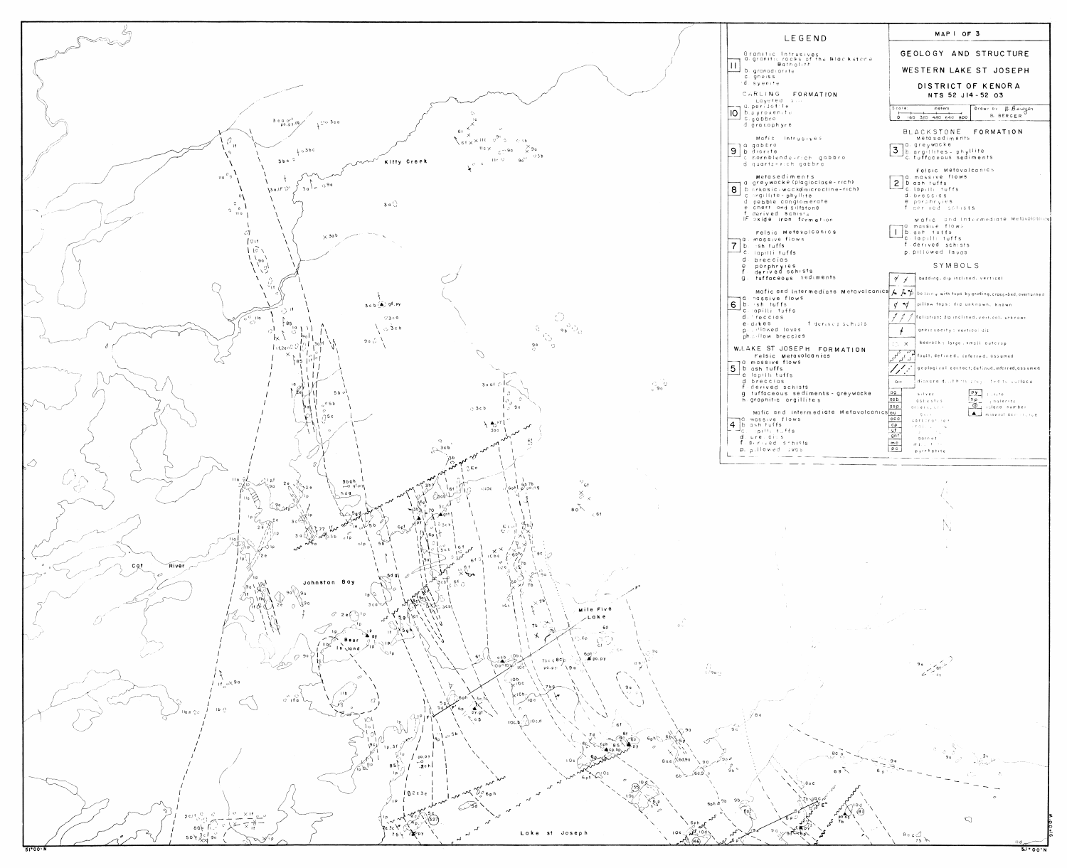# MAP 1 OF 3

## GEOLOGY AND STRUCTURE

## WESTERN LAKE ST JOSEPH

## DISTRICT OF KENORA

NTS 52 J14-52 O3

Scale: meters 0 160 320 480 640 800

Drawn by: B. Berger

B. BERGER

## LEGEND

**11** Granitic Intrusives
- a granitic rocks of the Blackstone Batholith
- b granodiorite
- c gneiss
- d syenite

**CARLING FORMATION** Layered Sill

**10**
- a peridotite
- b pyroxenite
- c gabbro
- d granophyre

**9** Mafic Intrusives
- a gabbro
- b diorite
- c hornblende-rich gabbro
- d quartz-rich gabbro

**8** Metasediments
- a greywacke (plagioclase-rich)
- b arkosic-wacke (microcline-rich)
- c argillite-phyllite
- d pebble conglomerate
- e chert and siltstone
- f derived schists
- IF oxide iron formation

**7** Felsic Metavolcanics
- a massive flows
- b ash tuffs
- c lapilli tuffs
- d breccias
- e porphyries
- f derived schists
- g tuffaceous sediments

**6** Mafic and Intermediate Metavolcanics
- a massive flows
- b ash tuffs
- c lapilli tuffs
- d breccias
- e dikes
- f derived schists
- p pillowed lavas
- ph pillow breccias

**W. LAKE ST JOSEPH FORMATION**

**5** Felsic Metavolcanics
- a massive flows
- b ash tuffs
- c lapilli tuffs
- d breccias
- f derived schists
- g tuffaceous sediments - greywacke
- h graphitic argillites

**4** Mafic and Intermediate Metavolcanics
- a massive flows
- b ash tuffs
- c lapilli tuffs
- d ore sills
- f derived schists
- p pillowed lavas

**BLACKSTONE FORMATION**

**3** Metasediments
- a greywacke
- b argillites - phyllite
- c tuffaceous sediments

**2** Felsic Metavolcanics
- a massive flows
- b ash tuffs
- c lapilli tuffs
- d breccias
- e porphyries
- f derived schists

**1** Mafic and Intermediate Metavolcanics
- a massive flows
- b ash tuffs
- c lapilli tuffs
- f derived schists
- p pillowed lavas

## SYMBOLS

- bedding; dip inclined, vertical
- bedding with tops by grading, cross-bed, overturned
- pillow tops; dip unknown, known
- foliation; dip inclined, vertical, unknown
- gneissosity; vertical, dip
- bedrock; large, small outcrop
- fault; defined, inferred, assumed
- geological contact; defined, inferred, assumed
- direction of ... to surface

| | | | |
|---|---|---|---|
| ag | silver | py | pyrite |
| asb | asbestos | 9p | ... |
| asp | arsenopyrite | ⓐ | island number |
| au | gold | ▲ | mineral occurrence |
| ccc | ... | | |
| cp | chalcopyrite | | |
| gf | graphite | | |
| gnt | garnet | | |
| mo | ... | | |
| po | pyrrhotite | | |

Kitty Creek

Cat River

Johnston Bay

Bear Island

Mile Five Lake

Lake St Joseph

51°00'N

51°00'N